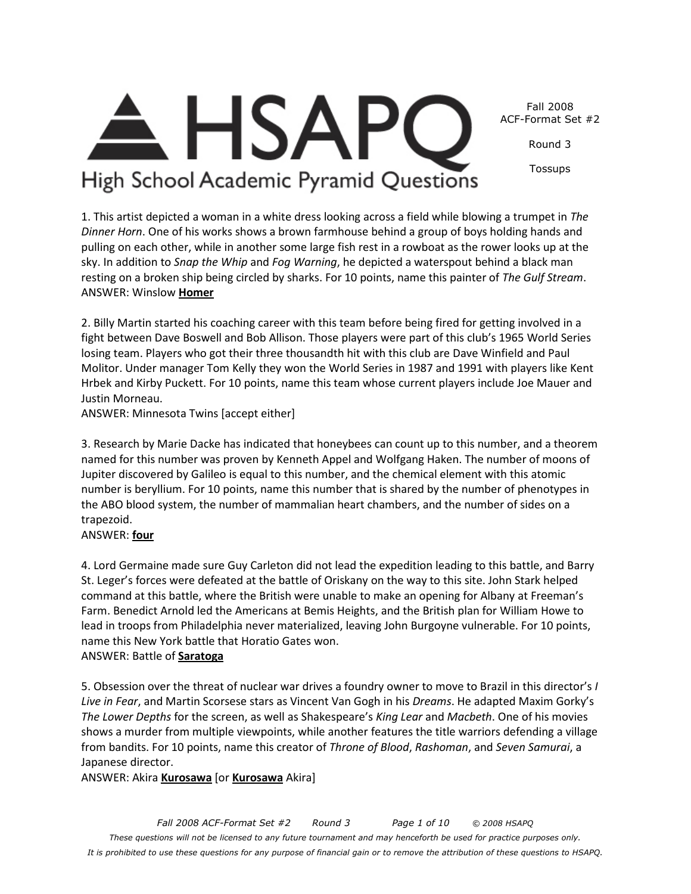# HSAPQ

High School Academic Pyramid Questions

Fall 2008
ACF-Format Set #2

Round 3

Tossups

1. This artist depicted a woman in a white dress looking across a field while blowing a trumpet in *The Dinner Horn*. One of his works shows a brown farmhouse behind a group of boys holding hands and pulling on each other, while in another some large fish rest in a rowboat as the rower looks up at the sky. In addition to *Snap the Whip* and *Fog Warning*, he depicted a waterspout behind a black man resting on a broken ship being circled by sharks. For 10 points, name this painter of *The Gulf Stream*.
ANSWER: Winslow **Homer**

2. Billy Martin started his coaching career with this team before being fired for getting involved in a fight between Dave Boswell and Bob Allison. Those players were part of this club's 1965 World Series losing team. Players who got their three thousandth hit with this club are Dave Winfield and Paul Molitor. Under manager Tom Kelly they won the World Series in 1987 and 1991 with players like Kent Hrbek and Kirby Puckett. For 10 points, name this team whose current players include Joe Mauer and Justin Morneau.
ANSWER: Minnesota Twins [accept either]

3. Research by Marie Dacke has indicated that honeybees can count up to this number, and a theorem named for this number was proven by Kenneth Appel and Wolfgang Haken. The number of moons of Jupiter discovered by Galileo is equal to this number, and the chemical element with this atomic number is beryllium. For 10 points, name this number that is shared by the number of phenotypes in the ABO blood system, the number of mammalian heart chambers, and the number of sides on a trapezoid.
ANSWER: **four**

4. Lord Germaine made sure Guy Carleton did not lead the expedition leading to this battle, and Barry St. Leger's forces were defeated at the battle of Oriskany on the way to this site. John Stark helped command at this battle, where the British were unable to make an opening for Albany at Freeman's Farm. Benedict Arnold led the Americans at Bemis Heights, and the British plan for William Howe to lead in troops from Philadelphia never materialized, leaving John Burgoyne vulnerable. For 10 points, name this New York battle that Horatio Gates won.
ANSWER: Battle of **Saratoga**

5. Obsession over the threat of nuclear war drives a foundry owner to move to Brazil in this director's *I Live in Fear*, and Martin Scorsese stars as Vincent Van Gogh in his *Dreams*. He adapted Maxim Gorky's *The Lower Depths* for the screen, as well as Shakespeare's *King Lear* and *Macbeth*. One of his movies shows a murder from multiple viewpoints, while another features the title warriors defending a village from bandits. For 10 points, name this creator of *Throne of Blood*, *Rashoman*, and *Seven Samurai*, a Japanese director.
ANSWER: Akira **Kurosawa** [or **Kurosawa** Akira]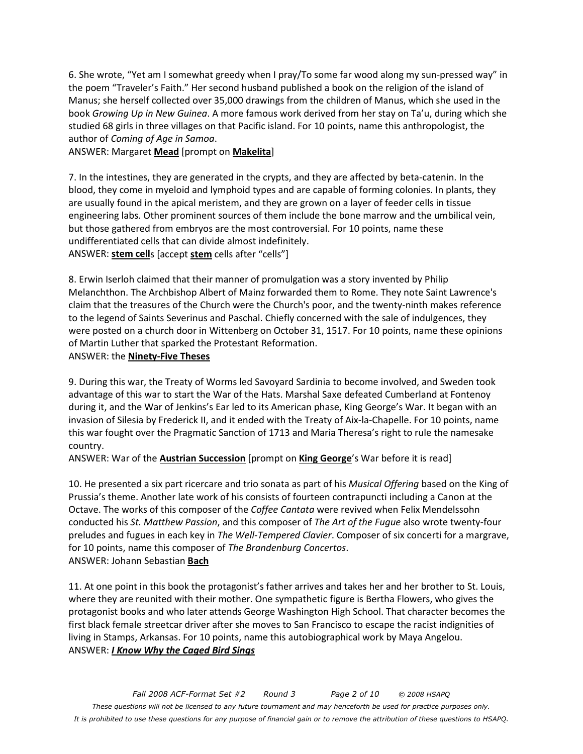6. She wrote, "Yet am I somewhat greedy when I pray/To some far wood along my sun-pressed way" in the poem "Traveler's Faith." Her second husband published a book on the religion of the island of Manus; she herself collected over 35,000 drawings from the children of Manus, which she used in the book *Growing Up in New Guinea*. A more famous work derived from her stay on Ta'u, during which she studied 68 girls in three villages on that Pacific island. For 10 points, name this anthropologist, the author of *Coming of Age in Samoa*.
ANSWER: Margaret **<u>Mead</u>** [prompt on **<u>Makelita</u>**]

7. In the intestines, they are generated in the crypts, and they are affected by beta-catenin. In the blood, they come in myeloid and lymphoid types and are capable of forming colonies. In plants, they are usually found in the apical meristem, and they are grown on a layer of feeder cells in tissue engineering labs. Other prominent sources of them include the bone marrow and the umbilical vein, but those gathered from embryos are the most controversial. For 10 points, name these undifferentiated cells that can divide almost indefinitely.
ANSWER: **<u>stem cell</u>**s [accept **<u>stem</u>** cells after "cells"]

8. Erwin Iserloh claimed that their manner of promulgation was a story invented by Philip Melanchthon. The Archbishop Albert of Mainz forwarded them to Rome. They note Saint Lawrence's claim that the treasures of the Church were the Church's poor, and the twenty-ninth makes reference to the legend of Saints Severinus and Paschal. Chiefly concerned with the sale of indulgences, they were posted on a church door in Wittenberg on October 31, 1517. For 10 points, name these opinions of Martin Luther that sparked the Protestant Reformation.
ANSWER: the **<u>Ninety-Five Theses</u>**

9. During this war, the Treaty of Worms led Savoyard Sardinia to become involved, and Sweden took advantage of this war to start the War of the Hats. Marshal Saxe defeated Cumberland at Fontenoy during it, and the War of Jenkins's Ear led to its American phase, King George's War. It began with an invasion of Silesia by Frederick II, and it ended with the Treaty of Aix-la-Chapelle. For 10 points, name this war fought over the Pragmatic Sanction of 1713 and Maria Theresa's right to rule the namesake country.
ANSWER: War of the **<u>Austrian Succession</u>** [prompt on **<u>King George</u>**'s War before it is read]

10. He presented a six part ricercare and trio sonata as part of his *Musical Offering* based on the King of Prussia's theme. Another late work of his consists of fourteen contrapuncti including a Canon at the Octave. The works of this composer of the *Coffee Cantata* were revived when Felix Mendelssohn conducted his *St. Matthew Passion*, and this composer of *The Art of the Fugue* also wrote twenty-four preludes and fugues in each key in *The Well-Tempered Clavier*. Composer of six concerti for a margrave, for 10 points, name this composer of *The Brandenburg Concertos*.
ANSWER: Johann Sebastian **<u>Bach</u>**

11. At one point in this book the protagonist's father arrives and takes her and her brother to St. Louis, where they are reunited with their mother. One sympathetic figure is Bertha Flowers, who gives the protagonist books and who later attends George Washington High School. That character becomes the first black female streetcar driver after she moves to San Francisco to escape the racist indignities of living in Stamps, Arkansas. For 10 points, name this autobiographical work by Maya Angelou.
ANSWER: ***<u>I Know Why the Caged Bird Sings</u>***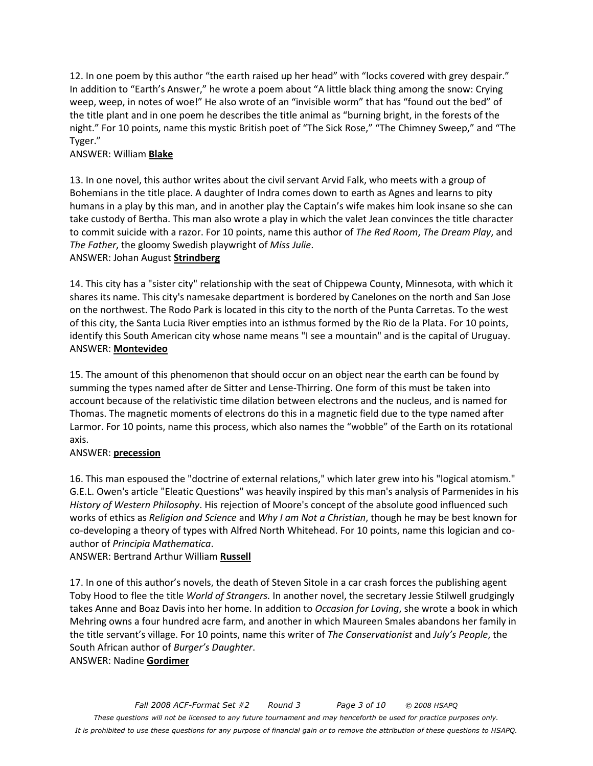12. In one poem by this author "the earth raised up her head" with "locks covered with grey despair." In addition to "Earth's Answer," he wrote a poem about "A little black thing among the snow: Crying weep, weep, in notes of woe!" He also wrote of an "invisible worm" that has "found out the bed" of the title plant and in one poem he describes the title animal as "burning bright, in the forests of the night." For 10 points, name this mystic British poet of "The Sick Rose," "The Chimney Sweep," and "The Tyger."

ANSWER: William **Blake**

13. In one novel, this author writes about the civil servant Arvid Falk, who meets with a group of Bohemians in the title place. A daughter of Indra comes down to earth as Agnes and learns to pity humans in a play by this man, and in another play the Captain's wife makes him look insane so she can take custody of Bertha. This man also wrote a play in which the valet Jean convinces the title character to commit suicide with a razor. For 10 points, name this author of *The Red Room*, *The Dream Play*, and *The Father*, the gloomy Swedish playwright of *Miss Julie*.

ANSWER: Johan August **Strindberg**

14. This city has a "sister city" relationship with the seat of Chippewa County, Minnesota, with which it shares its name. This city's namesake department is bordered by Canelones on the north and San Jose on the northwest. The Rodo Park is located in this city to the north of the Punta Carretas. To the west of this city, the Santa Lucia River empties into an isthmus formed by the Rio de la Plata. For 10 points, identify this South American city whose name means "I see a mountain" and is the capital of Uruguay.

ANSWER: **Montevideo**

15. The amount of this phenomenon that should occur on an object near the earth can be found by summing the types named after de Sitter and Lense-Thirring. One form of this must be taken into account because of the relativistic time dilation between electrons and the nucleus, and is named for Thomas. The magnetic moments of electrons do this in a magnetic field due to the type named after Larmor. For 10 points, name this process, which also names the "wobble" of the Earth on its rotational axis.

ANSWER: **precession**

16. This man espoused the "doctrine of external relations," which later grew into his "logical atomism." G.E.L. Owen's article "Eleatic Questions" was heavily inspired by this man's analysis of Parmenides in his *History of Western Philosophy*. His rejection of Moore's concept of the absolute good influenced such works of ethics as *Religion and Science* and *Why I am Not a Christian*, though he may be best known for co-developing a theory of types with Alfred North Whitehead. For 10 points, name this logician and co-author of *Principia Mathematica*.

ANSWER: Bertrand Arthur William **Russell**

17. In one of this author's novels, the death of Steven Sitole in a car crash forces the publishing agent Toby Hood to flee the title *World of Strangers.* In another novel, the secretary Jessie Stilwell grudgingly takes Anne and Boaz Davis into her home. In addition to *Occasion for Loving*, she wrote a book in which Mehring owns a four hundred acre farm, and another in which Maureen Smales abandons her family in the title servant's village. For 10 points, name this writer of *The Conservationist* and *July's People*, the South African author of *Burger's Daughter*.

ANSWER: Nadine **Gordimer**

*These questions will not be licensed to any future tournament and may henceforth be used for practice purposes only.*

*It is prohibited to use these questions for any purpose of financial gain or to remove the attribution of these questions to HSAPQ.*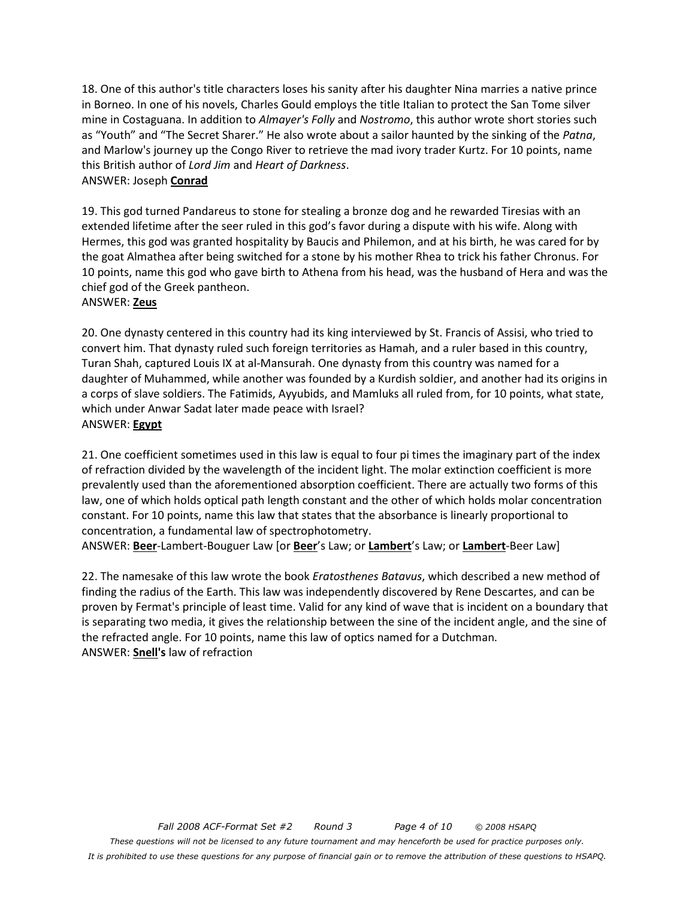18. One of this author's title characters loses his sanity after his daughter Nina marries a native prince in Borneo. In one of his novels, Charles Gould employs the title Italian to protect the San Tome silver mine in Costaguana. In addition to *Almayer's Folly* and *Nostromo*, this author wrote short stories such as "Youth" and "The Secret Sharer." He also wrote about a sailor haunted by the sinking of the *Patna*, and Marlow's journey up the Congo River to retrieve the mad ivory trader Kurtz. For 10 points, name this British author of *Lord Jim* and *Heart of Darkness*.
ANSWER: Joseph **Conrad**

19. This god turned Pandareus to stone for stealing a bronze dog and he rewarded Tiresias with an extended lifetime after the seer ruled in this god's favor during a dispute with his wife. Along with Hermes, this god was granted hospitality by Baucis and Philemon, and at his birth, he was cared for by the goat Almathea after being switched for a stone by his mother Rhea to trick his father Chronus. For 10 points, name this god who gave birth to Athena from his head, was the husband of Hera and was the chief god of the Greek pantheon.
ANSWER: **Zeus**

20. One dynasty centered in this country had its king interviewed by St. Francis of Assisi, who tried to convert him. That dynasty ruled such foreign territories as Hamah, and a ruler based in this country, Turan Shah, captured Louis IX at al-Mansurah. One dynasty from this country was named for a daughter of Muhammed, while another was founded by a Kurdish soldier, and another had its origins in a corps of slave soldiers. The Fatimids, Ayyubids, and Mamluks all ruled from, for 10 points, what state, which under Anwar Sadat later made peace with Israel?
ANSWER: **Egypt**

21. One coefficient sometimes used in this law is equal to four pi times the imaginary part of the index of refraction divided by the wavelength of the incident light. The molar extinction coefficient is more prevalently used than the aforementioned absorption coefficient. There are actually two forms of this law, one of which holds optical path length constant and the other of which holds molar concentration constant. For 10 points, name this law that states that the absorbance is linearly proportional to concentration, a fundamental law of spectrophotometry.
ANSWER: **Beer**-Lambert-Bouguer Law [or **Beer**'s Law; or **Lambert**'s Law; or **Lambert**-Beer Law]

22. The namesake of this law wrote the book *Eratosthenes Batavus*, which described a new method of finding the radius of the Earth. This law was independently discovered by Rene Descartes, and can be proven by Fermat's principle of least time. Valid for any kind of wave that is incident on a boundary that is separating two media, it gives the relationship between the sine of the incident angle, and the sine of the refracted angle. For 10 points, name this law of optics named for a Dutchman.
ANSWER: **Snell's** law of refraction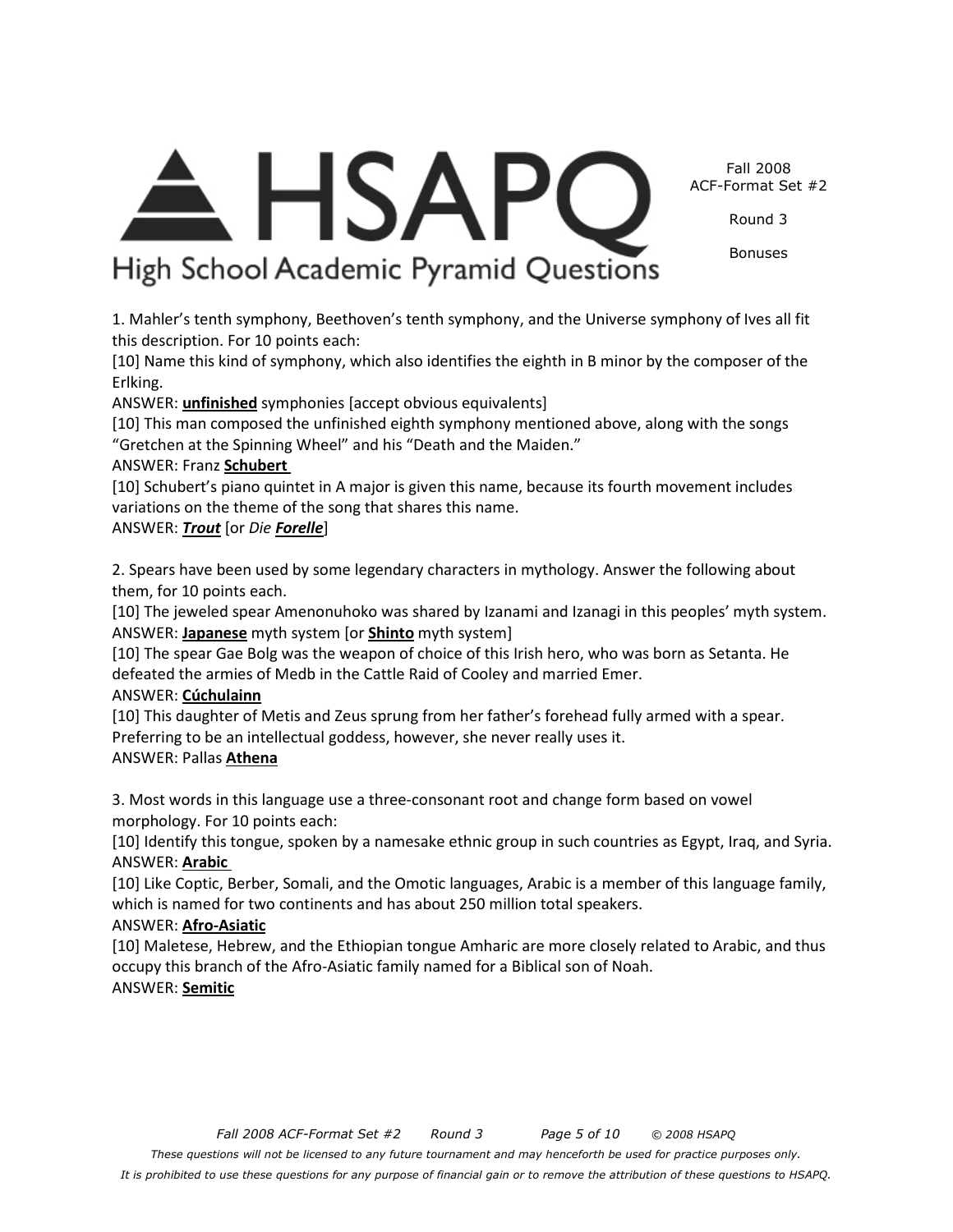# HSAPQ

High School Academic Pyramid Questions

Fall 2008
ACF-Format Set #2

Round 3

Bonuses

1. Mahler's tenth symphony, Beethoven's tenth symphony, and the Universe symphony of Ives all fit this description. For 10 points each:

[10] Name this kind of symphony, which also identifies the eighth in B minor by the composer of the Erlking.

ANSWER: **unfinished** symphonies [accept obvious equivalents]

[10] This man composed the unfinished eighth symphony mentioned above, along with the songs "Gretchen at the Spinning Wheel" and his "Death and the Maiden."

ANSWER: Franz **Schubert**

[10] Schubert's piano quintet in A major is given this name, because its fourth movement includes variations on the theme of the song that shares this name.

ANSWER: ***Trout*** [or *Die* ***Forelle***]

2. Spears have been used by some legendary characters in mythology. Answer the following about them, for 10 points each.

[10] The jeweled spear Amenonuhoko was shared by Izanami and Izanagi in this peoples' myth system.

ANSWER: **Japanese** myth system [or **Shinto** myth system]

[10] The spear Gae Bolg was the weapon of choice of this Irish hero, who was born as Setanta. He defeated the armies of Medb in the Cattle Raid of Cooley and married Emer.

ANSWER: **Cúchulainn**

[10] This daughter of Metis and Zeus sprung from her father's forehead fully armed with a spear. Preferring to be an intellectual goddess, however, she never really uses it.

ANSWER: Pallas **Athena**

3. Most words in this language use a three-consonant root and change form based on vowel morphology. For 10 points each:

[10] Identify this tongue, spoken by a namesake ethnic group in such countries as Egypt, Iraq, and Syria.

ANSWER: **Arabic**

[10] Like Coptic, Berber, Somali, and the Omotic languages, Arabic is a member of this language family, which is named for two continents and has about 250 million total speakers.

ANSWER: **Afro-Asiatic**

[10] Maletese, Hebrew, and the Ethiopian tongue Amharic are more closely related to Arabic, and thus occupy this branch of the Afro-Asiatic family named for a Biblical son of Noah.

ANSWER: **Semitic**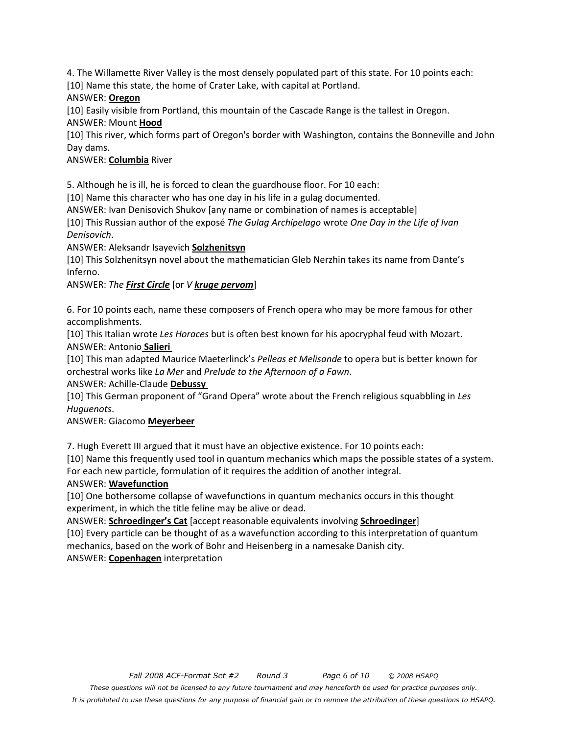4. The Willamette River Valley is the most densely populated part of this state. For 10 points each:

[10] Name this state, the home of Crater Lake, with capital at Portland.

ANSWER: **Oregon**

[10] Easily visible from Portland, this mountain of the Cascade Range is the tallest in Oregon.

ANSWER: Mount **Hood**

[10] This river, which forms part of Oregon's border with Washington, contains the Bonneville and John Day dams.

ANSWER: **Columbia** River

5. Although he is ill, he is forced to clean the guardhouse floor. For 10 each:

[10] Name this character who has one day in his life in a gulag documented.

ANSWER: Ivan Denisovich Shukov [any name or combination of names is acceptable]

[10] This Russian author of the exposé *The Gulag Archipelago* wrote *One Day in the Life of Ivan Denisovich*.

ANSWER: Aleksandr Isayevich **Solzhenitsyn**

[10] This Solzhenitsyn novel about the mathematician Gleb Nerzhin takes its name from Dante's Inferno.

ANSWER: *The* ***First Circle*** [or *V* ***kruge pervom***]

6. For 10 points each, name these composers of French opera who may be more famous for other accomplishments.

[10] This Italian wrote *Les Horaces* but is often best known for his apocryphal feud with Mozart.

ANSWER: Antonio **Salieri**

[10] This man adapted Maurice Maeterlinck's *Pelleas et Melisande* to opera but is better known for orchestral works like *La Mer* and *Prelude to the Afternoon of a Fawn*.

ANSWER: Achille-Claude **Debussy**

[10] This German proponent of "Grand Opera" wrote about the French religious squabbling in *Les Huguenots*.

ANSWER: Giacomo **Meyerbeer**

7. Hugh Everett III argued that it must have an objective existence. For 10 points each:

[10] Name this frequently used tool in quantum mechanics which maps the possible states of a system. For each new particle, formulation of it requires the addition of another integral.

ANSWER: **Wavefunction**

[10] One bothersome collapse of wavefunctions in quantum mechanics occurs in this thought experiment, in which the title feline may be alive or dead.

ANSWER: **Schroedinger's Cat** [accept reasonable equivalents involving **Schroedinger**]

[10] Every particle can be thought of as a wavefunction according to this interpretation of quantum mechanics, based on the work of Bohr and Heisenberg in a namesake Danish city.

ANSWER: **Copenhagen** interpretation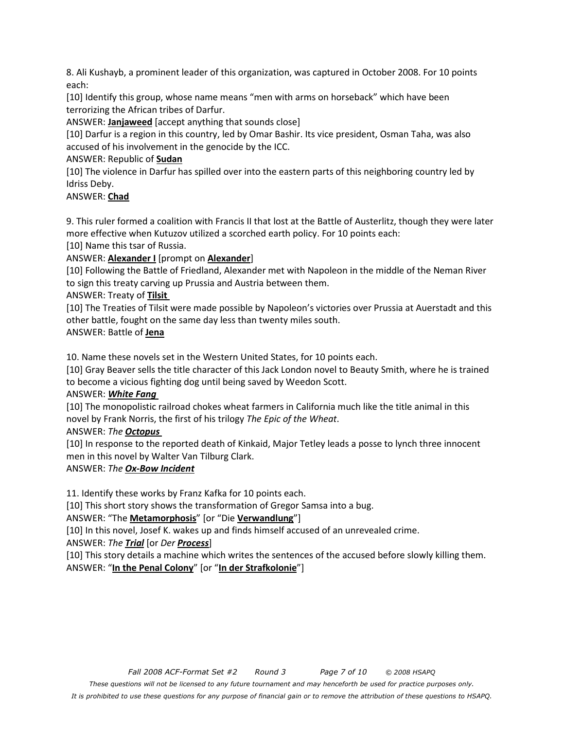8. Ali Kushayb, a prominent leader of this organization, was captured in October 2008. For 10 points each:

[10] Identify this group, whose name means "men with arms on horseback" which have been terrorizing the African tribes of Darfur.

ANSWER: **Janjaweed** [accept anything that sounds close]

[10] Darfur is a region in this country, led by Omar Bashir. Its vice president, Osman Taha, was also accused of his involvement in the genocide by the ICC.

ANSWER: Republic of **Sudan**

[10] The violence in Darfur has spilled over into the eastern parts of this neighboring country led by Idriss Deby.

ANSWER: **Chad**

9. This ruler formed a coalition with Francis II that lost at the Battle of Austerlitz, though they were later more effective when Kutuzov utilized a scorched earth policy. For 10 points each:

[10] Name this tsar of Russia.

ANSWER: **Alexander I** [prompt on **Alexander**]

[10] Following the Battle of Friedland, Alexander met with Napoleon in the middle of the Neman River to sign this treaty carving up Prussia and Austria between them.

ANSWER: Treaty of **Tilsit**

[10] The Treaties of Tilsit were made possible by Napoleon's victories over Prussia at Auerstadt and this other battle, fought on the same day less than twenty miles south.

ANSWER: Battle of **Jena**

10. Name these novels set in the Western United States, for 10 points each.

[10] Gray Beaver sells the title character of this Jack London novel to Beauty Smith, where he is trained to become a vicious fighting dog until being saved by Weedon Scott.

ANSWER: ***White Fang***

[10] The monopolistic railroad chokes wheat farmers in California much like the title animal in this novel by Frank Norris, the first of his trilogy *The Epic of the Wheat*.

ANSWER: *The* ***Octopus***

[10] In response to the reported death of Kinkaid, Major Tetley leads a posse to lynch three innocent men in this novel by Walter Van Tilburg Clark.

ANSWER: *The* ***Ox-Bow Incident***

11. Identify these works by Franz Kafka for 10 points each.

[10] This short story shows the transformation of Gregor Samsa into a bug.

ANSWER: "The **Metamorphosis**" [or "Die **Verwandlung**"]

[10] In this novel, Josef K. wakes up and finds himself accused of an unrevealed crime.

ANSWER: *The* ***Trial*** [or *Der* ***Process***]

[10] This story details a machine which writes the sentences of the accused before slowly killing them.

ANSWER: "**In the Penal Colony**" [or "**In der Strafkolonie**"]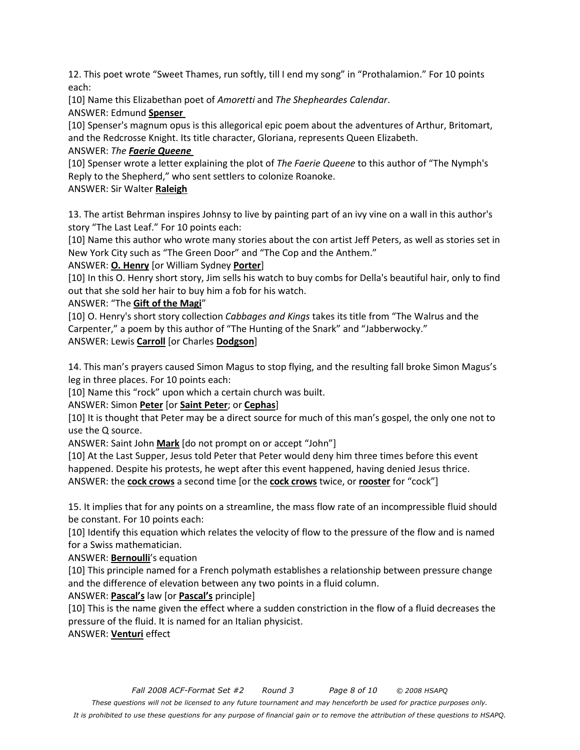12. This poet wrote "Sweet Thames, run softly, till I end my song" in "Prothalamion." For 10 points each:

[10] Name this Elizabethan poet of *Amoretti* and *The Shepheardes Calendar*.

ANSWER: Edmund **Spenser**

[10] Spenser's magnum opus is this allegorical epic poem about the adventures of Arthur, Britomart, and the Redcrosse Knight. Its title character, Gloriana, represents Queen Elizabeth.

ANSWER: *The **Faerie Queene***

[10] Spenser wrote a letter explaining the plot of *The Faerie Queene* to this author of "The Nymph's Reply to the Shepherd," who sent settlers to colonize Roanoke.

ANSWER: Sir Walter **Raleigh**

13. The artist Behrman inspires Johnsy to live by painting part of an ivy vine on a wall in this author's story "The Last Leaf." For 10 points each:

[10] Name this author who wrote many stories about the con artist Jeff Peters, as well as stories set in New York City such as "The Green Door" and "The Cop and the Anthem."

ANSWER: **O. Henry** [or William Sydney **Porter**]

[10] In this O. Henry short story, Jim sells his watch to buy combs for Della's beautiful hair, only to find out that she sold her hair to buy him a fob for his watch.

ANSWER: "The **Gift of the Magi**"

[10] O. Henry's short story collection *Cabbages and Kings* takes its title from "The Walrus and the Carpenter," a poem by this author of "The Hunting of the Snark" and "Jabberwocky."

ANSWER: Lewis **Carroll** [or Charles **Dodgson**]

14. This man's prayers caused Simon Magus to stop flying, and the resulting fall broke Simon Magus's leg in three places. For 10 points each:

[10] Name this "rock" upon which a certain church was built.

ANSWER: Simon **Peter** [or **Saint Peter**; or **Cephas**]

[10] It is thought that Peter may be a direct source for much of this man's gospel, the only one not to use the Q source.

ANSWER: Saint John **Mark** [do not prompt on or accept "John"]

[10] At the Last Supper, Jesus told Peter that Peter would deny him three times before this event happened. Despite his protests, he wept after this event happened, having denied Jesus thrice.

ANSWER: the **cock crows** a second time [or the **cock crows** twice, or **rooster** for "cock"]

15. It implies that for any points on a streamline, the mass flow rate of an incompressible fluid should be constant. For 10 points each:

[10] Identify this equation which relates the velocity of flow to the pressure of the flow and is named for a Swiss mathematician.

ANSWER: **Bernoulli**'s equation

[10] This principle named for a French polymath establishes a relationship between pressure change and the difference of elevation between any two points in a fluid column.

ANSWER: **Pascal's** law [or **Pascal's** principle]

[10] This is the name given the effect where a sudden constriction in the flow of a fluid decreases the pressure of the fluid. It is named for an Italian physicist.

ANSWER: **Venturi** effect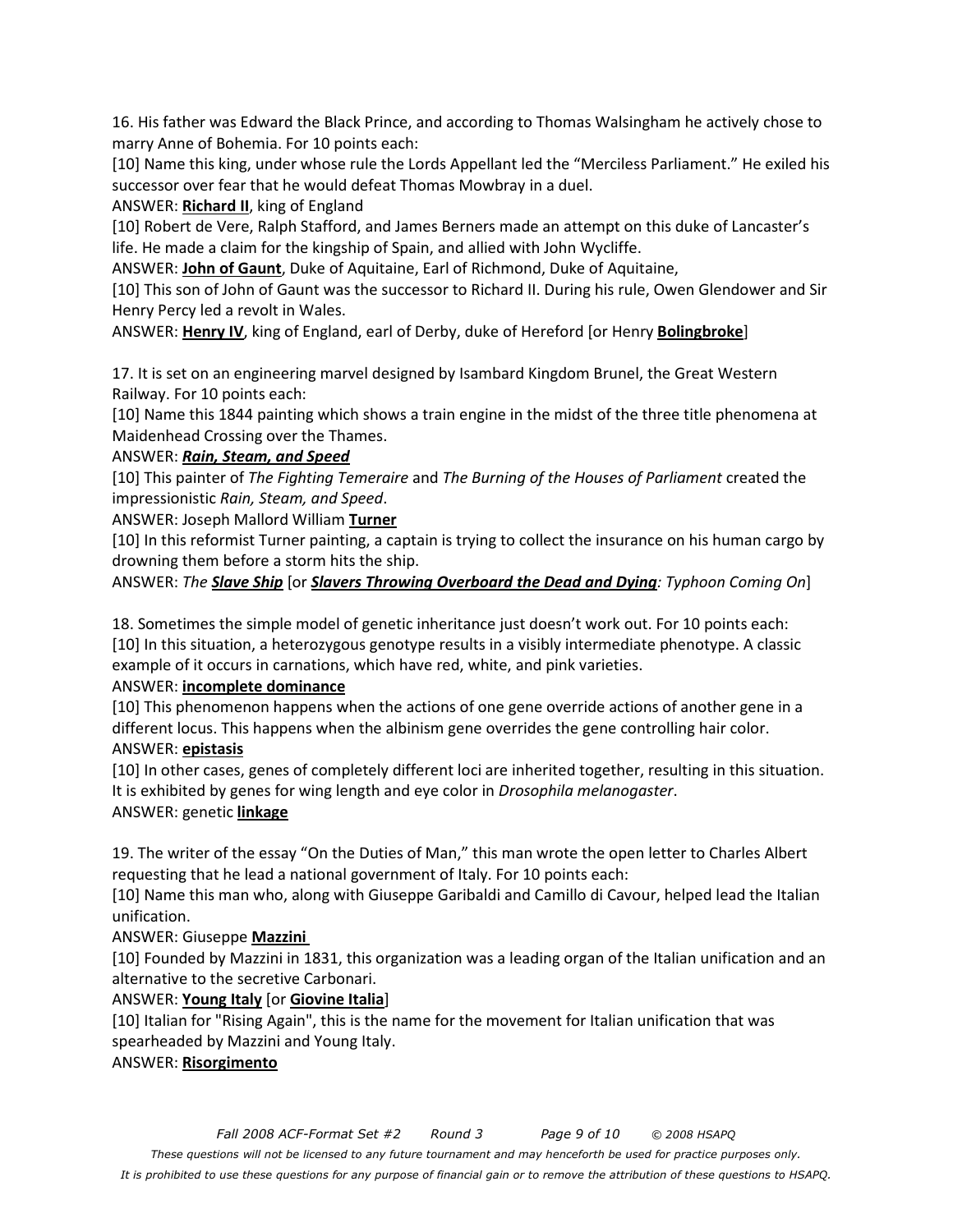16. His father was Edward the Black Prince, and according to Thomas Walsingham he actively chose to marry Anne of Bohemia. For 10 points each:

[10] Name this king, under whose rule the Lords Appellant led the "Merciless Parliament." He exiled his successor over fear that he would defeat Thomas Mowbray in a duel.

ANSWER: **Richard II**, king of England

[10] Robert de Vere, Ralph Stafford, and James Berners made an attempt on this duke of Lancaster's life. He made a claim for the kingship of Spain, and allied with John Wycliffe.

ANSWER: **John of Gaunt**, Duke of Aquitaine, Earl of Richmond, Duke of Aquitaine,

[10] This son of John of Gaunt was the successor to Richard II. During his rule, Owen Glendower and Sir Henry Percy led a revolt in Wales.

ANSWER: **Henry IV**, king of England, earl of Derby, duke of Hereford [or Henry **Bolingbroke**]

17. It is set on an engineering marvel designed by Isambard Kingdom Brunel, the Great Western Railway. For 10 points each:

[10] Name this 1844 painting which shows a train engine in the midst of the three title phenomena at Maidenhead Crossing over the Thames.

ANSWER: ***Rain, Steam, and Speed***

[10] This painter of *The Fighting Temeraire* and *The Burning of the Houses of Parliament* created the impressionistic *Rain, Steam, and Speed*.

ANSWER: Joseph Mallord William **Turner**

[10] In this reformist Turner painting, a captain is trying to collect the insurance on his human cargo by drowning them before a storm hits the ship.

ANSWER: *The **Slave Ship*** [or ***Slavers Throwing Overboard the Dead and Dying**: Typhoon Coming On*]

18. Sometimes the simple model of genetic inheritance just doesn't work out. For 10 points each:

[10] In this situation, a heterozygous genotype results in a visibly intermediate phenotype. A classic example of it occurs in carnations, which have red, white, and pink varieties.

ANSWER: **incomplete dominance**

[10] This phenomenon happens when the actions of one gene override actions of another gene in a different locus. This happens when the albinism gene overrides the gene controlling hair color.

ANSWER: **epistasis**

[10] In other cases, genes of completely different loci are inherited together, resulting in this situation. It is exhibited by genes for wing length and eye color in *Drosophila melanogaster*.

ANSWER: genetic **linkage**

19. The writer of the essay "On the Duties of Man," this man wrote the open letter to Charles Albert requesting that he lead a national government of Italy. For 10 points each:

[10] Name this man who, along with Giuseppe Garibaldi and Camillo di Cavour, helped lead the Italian unification.

ANSWER: Giuseppe **Mazzini**

[10] Founded by Mazzini in 1831, this organization was a leading organ of the Italian unification and an alternative to the secretive Carbonari.

ANSWER: **Young Italy** [or **Giovine Italia**]

[10] Italian for "Rising Again", this is the name for the movement for Italian unification that was spearheaded by Mazzini and Young Italy.

ANSWER: **Risorgimento**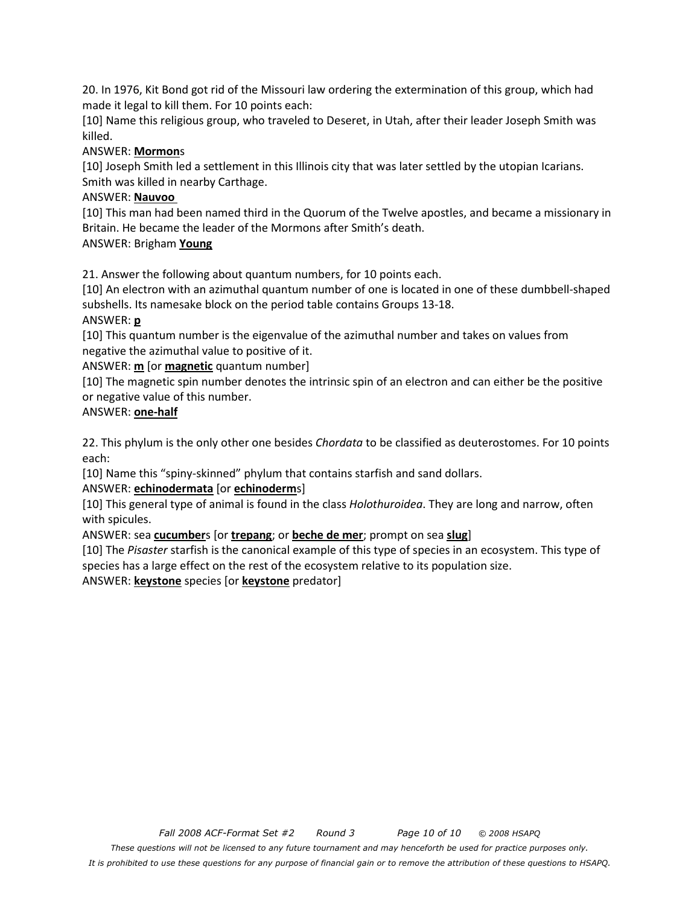20. In 1976, Kit Bond got rid of the Missouri law ordering the extermination of this group, which had made it legal to kill them. For 10 points each:

[10] Name this religious group, who traveled to Deseret, in Utah, after their leader Joseph Smith was killed.

ANSWER: **Mormon**s

[10] Joseph Smith led a settlement in this Illinois city that was later settled by the utopian Icarians. Smith was killed in nearby Carthage.

ANSWER: **Nauvoo**

[10] This man had been named third in the Quorum of the Twelve apostles, and became a missionary in Britain. He became the leader of the Mormons after Smith's death.

ANSWER: Brigham **Young**

21. Answer the following about quantum numbers, for 10 points each.

[10] An electron with an azimuthal quantum number of one is located in one of these dumbbell-shaped subshells. Its namesake block on the period table contains Groups 13-18.

ANSWER: **p**

[10] This quantum number is the eigenvalue of the azimuthal number and takes on values from negative the azimuthal value to positive of it.

ANSWER: **m** [or **magnetic** quantum number]

[10] The magnetic spin number denotes the intrinsic spin of an electron and can either be the positive or negative value of this number.

ANSWER: **one-half**

22. This phylum is the only other one besides *Chordata* to be classified as deuterostomes. For 10 points each:

[10] Name this "spiny-skinned" phylum that contains starfish and sand dollars.

ANSWER: **echinodermata** [or **echinoderm**s]

[10] This general type of animal is found in the class *Holothuroidea*. They are long and narrow, often with spicules.

ANSWER: sea **cucumber**s [or **trepang**; or **beche de mer**; prompt on sea **slug**]

[10] The *Pisaster* starfish is the canonical example of this type of species in an ecosystem. This type of species has a large effect on the rest of the ecosystem relative to its population size.

ANSWER: **keystone** species [or **keystone** predator]